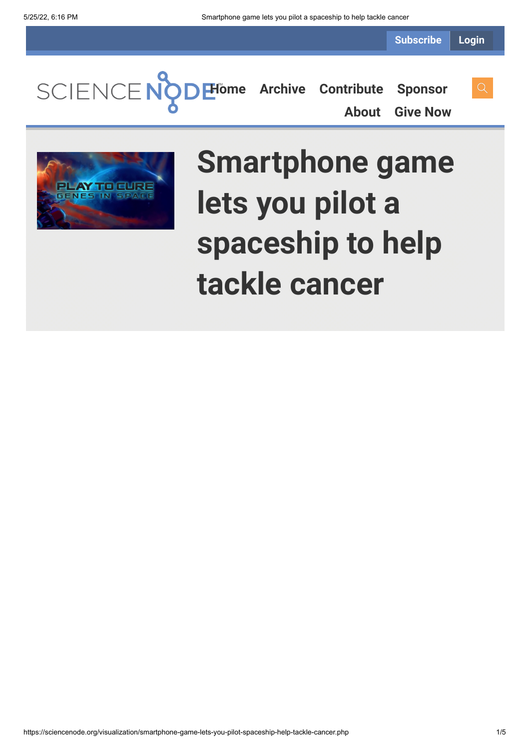Subscribe Login

SCIENCE NODE™ Home Archive Contribute Sponsor About Give Now

# Smartphone game lets you pilot a spaceship to help tackle cancer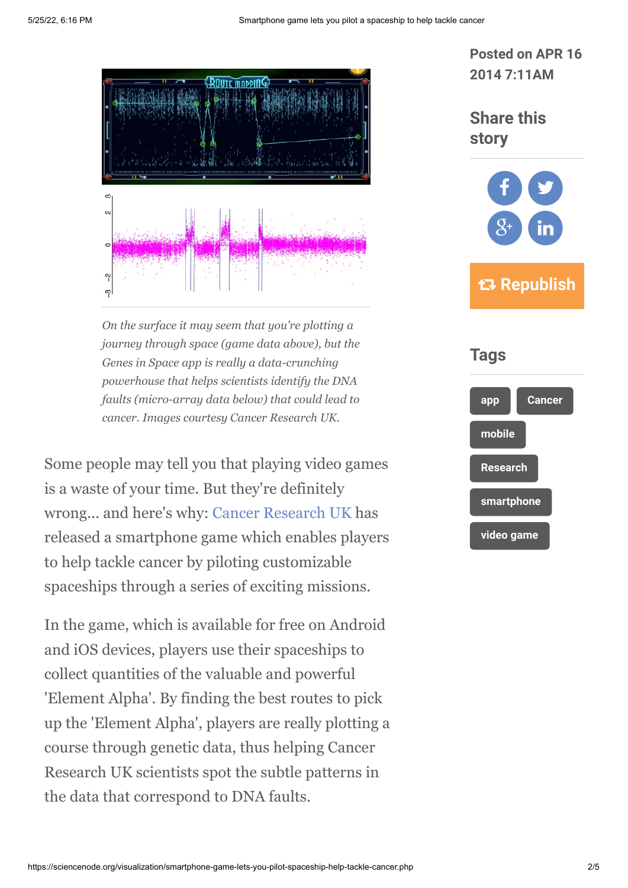*On the surface it may seem that you're plotting a journey through space (game data above), but the Genes in Space app is really a data-crunching powerhouse that helps scientists identify the DNA faults (micro-array data below) that could lead to cancer. Images courtesy Cancer Research UK.*

Some people may tell you that playing video games is a waste of your time. But they're definitely wrong... and here's why: Cancer Research UK has released a smartphone game which enables players to help tackle cancer by piloting customizable spaceships through a series of exciting missions.

In the game, which is available for free on Android and iOS devices, players use their spaceships to collect quantities of the valuable and powerful 'Element Alpha'. By finding the best routes to pick up the 'Element Alpha', players are really plotting a course through genetic data, thus helping Cancer Research UK scientists spot the subtle patterns in the data that correspond to DNA faults.

Posted on APR 16 2014 7:11AM

## Share this story

Republish

## Tags

- app
- Cancer
- mobile
- Research
- smartphone
- video game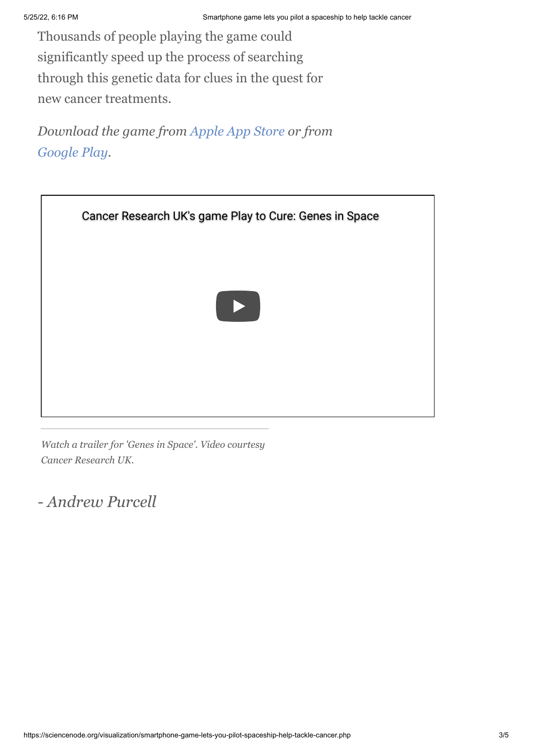Thousands of people playing the game could significantly speed up the process of searching through this genetic data for clues in the quest for new cancer treatments.

*Download the game from Apple App Store or from Google Play.*

Cancer Research UK's game Play to Cure: Genes in Space

*Watch a trailer for 'Genes in Space'. Video courtesy Cancer Research UK.*

*- Andrew Purcell*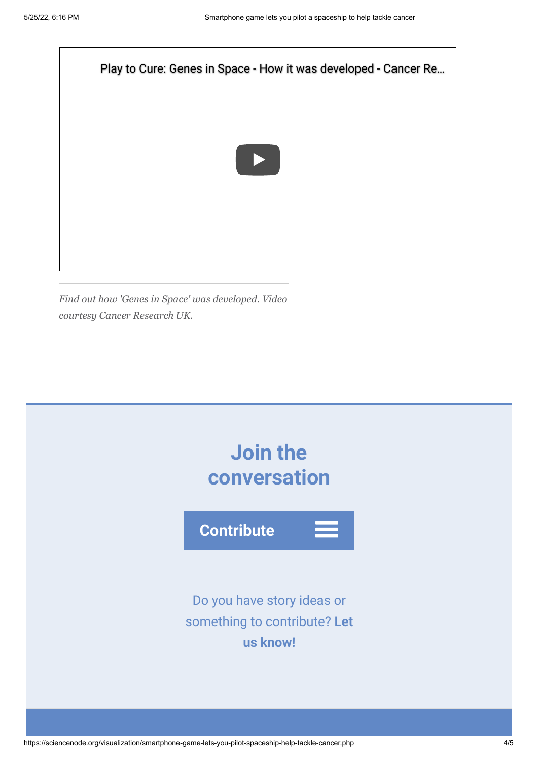Play to Cure: Genes in Space - How it was developed - Cancer Re...

*Find out how 'Genes in Space' was developed. Video courtesy Cancer Research UK.*

## Join the conversation

**Contribute**

Do you have story ideas or something to contribute? **Let us know!**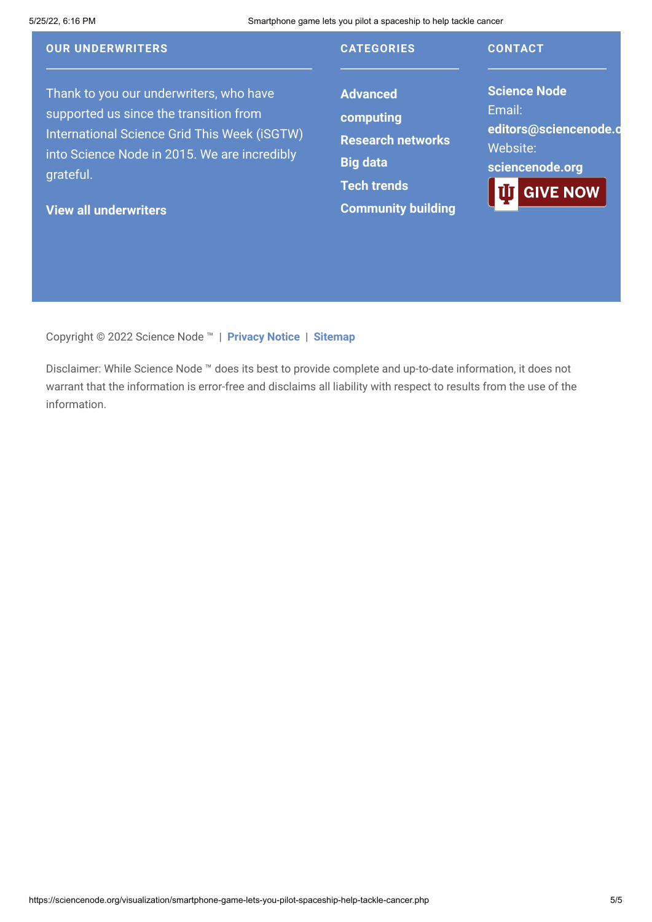## OUR UNDERWRITERS

Thank to you our underwriters, who have supported us since the transition from International Science Grid This Week (iSGTW) into Science Node in 2015. We are incredibly grateful.

**View all underwriters**

## CATEGORIES

**Advanced computing**

**Research networks**

**Big data**

**Tech trends**

**Community building**

## CONTACT

**Science Node**

Email:

**editors@sciencenode.o**

Website:

**sciencenode.org**

**GIVE NOW**

Copyright © 2022 Science Node ™ | **Privacy Notice** | **Sitemap**

Disclaimer: While Science Node ™ does its best to provide complete and up-to-date information, it does not warrant that the information is error-free and disclaims all liability with respect to results from the use of the information.